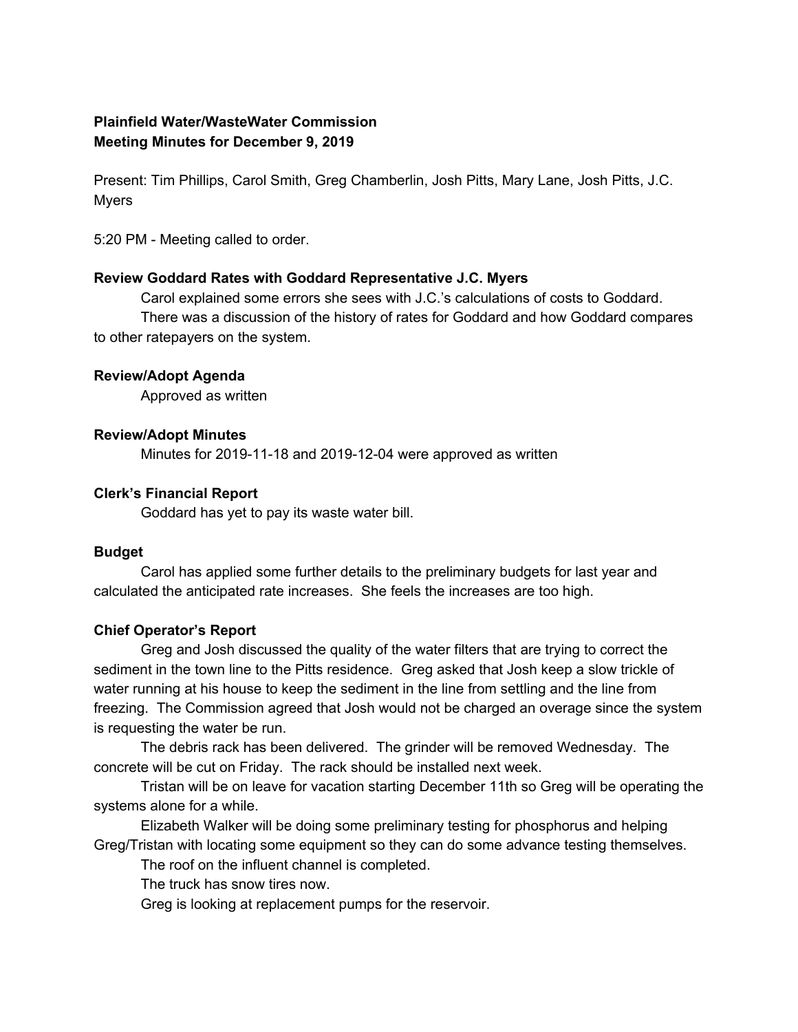**Plainfield Water/WasteWater Commission**
**Meeting Minutes for December 9, 2019**

Present: Tim Phillips, Carol Smith, Greg Chamberlin, Josh Pitts, Mary Lane, Josh Pitts, J.C. Myers

5:20 PM - Meeting called to order.

**Review Goddard Rates with Goddard Representative J.C. Myers**

Carol explained some errors she sees with J.C.'s calculations of costs to Goddard.

There was a discussion of the history of rates for Goddard and how Goddard compares to other ratepayers on the system.

**Review/Adopt Agenda**

Approved as written

**Review/Adopt Minutes**

Minutes for 2019-11-18 and 2019-12-04 were approved as written

**Clerk's Financial Report**

Goddard has yet to pay its waste water bill.

**Budget**

Carol has applied some further details to the preliminary budgets for last year and calculated the anticipated rate increases. She feels the increases are too high.

**Chief Operator's Report**

Greg and Josh discussed the quality of the water filters that are trying to correct the sediment in the town line to the Pitts residence. Greg asked that Josh keep a slow trickle of water running at his house to keep the sediment in the line from settling and the line from freezing. The Commission agreed that Josh would not be charged an overage since the system is requesting the water be run.

The debris rack has been delivered. The grinder will be removed Wednesday. The concrete will be cut on Friday. The rack should be installed next week.

Tristan will be on leave for vacation starting December 11th so Greg will be operating the systems alone for a while.

Elizabeth Walker will be doing some preliminary testing for phosphorus and helping Greg/Tristan with locating some equipment so they can do some advance testing themselves.

The roof on the influent channel is completed.

The truck has snow tires now.

Greg is looking at replacement pumps for the reservoir.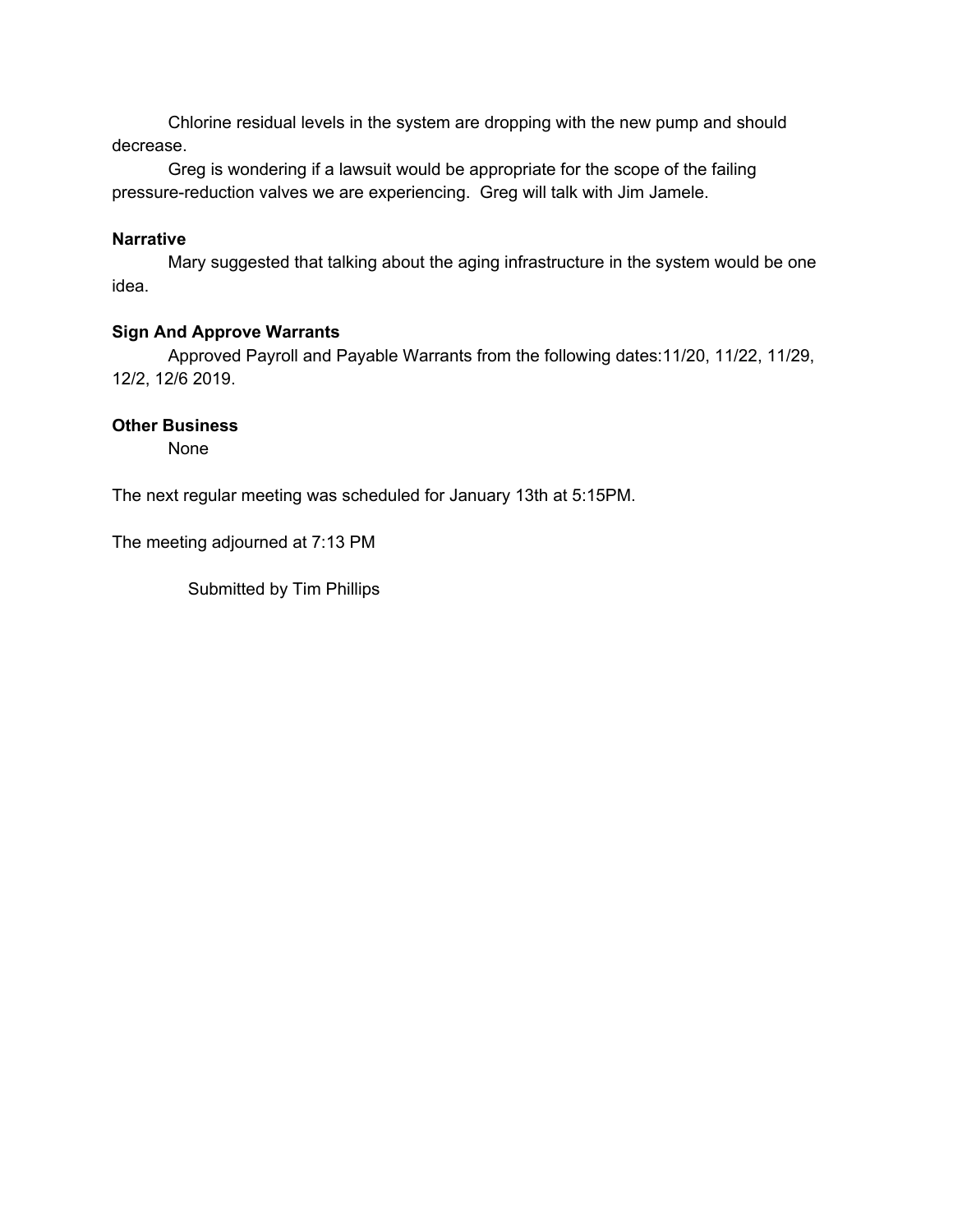Chlorine residual levels in the system are dropping with the new pump and should decrease.

Greg is wondering if a lawsuit would be appropriate for the scope of the failing pressure-reduction valves we are experiencing. Greg will talk with Jim Jamele.

**Narrative**

Mary suggested that talking about the aging infrastructure in the system would be one idea.

**Sign And Approve Warrants**

Approved Payroll and Payable Warrants from the following dates:11/20, 11/22, 11/29, 12/2, 12/6 2019.

**Other Business**

None

The next regular meeting was scheduled for January 13th at 5:15PM.

The meeting adjourned at 7:13 PM

Submitted by Tim Phillips